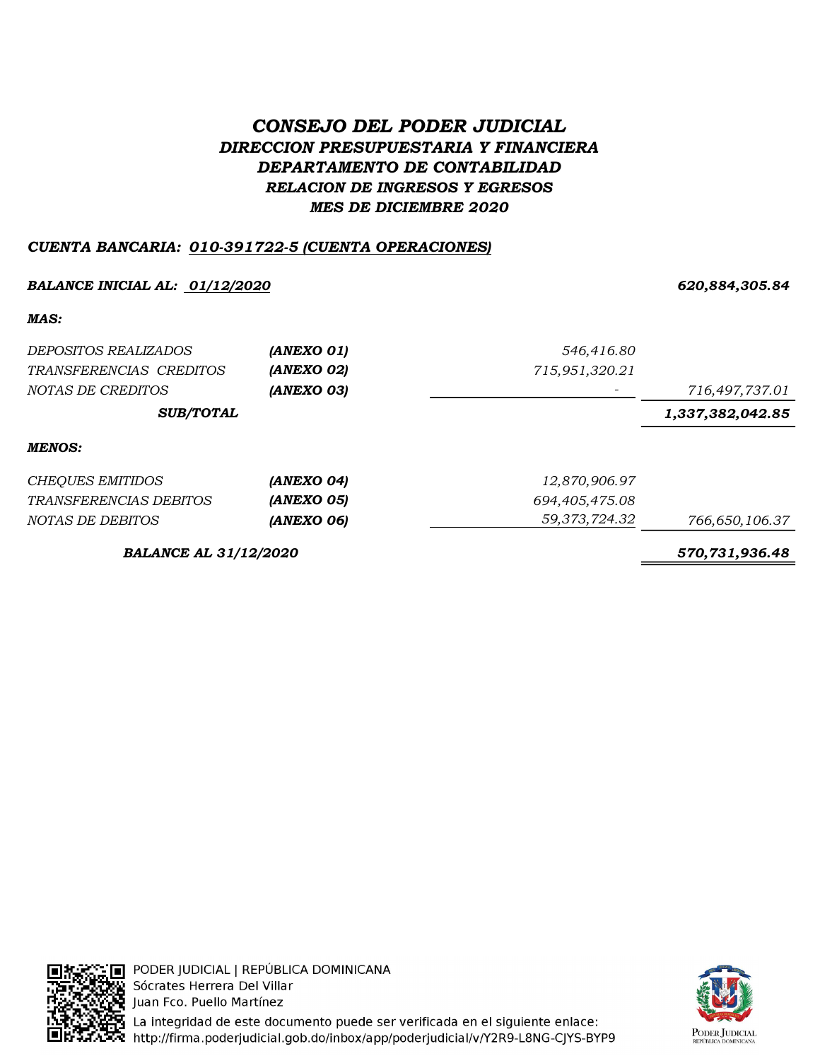# *CONSEJO DEL PODER JUDICIAL*

## *DIRECCION PRESUPUESTARIA Y FINANCIERA*

### *DEPARTAMENTO DE CONTABILIDAD*

### *RELACION DE INGRESOS Y EGRESOS*

### *MES DE DICIEMBRE 2020*

***CUENTA BANCARIA: 010-391722-5 (CUENTA OPERACIONES)***

| | | | |
|---|---|---|---|
| ***BALANCE INICIAL AL: 01/12/2020*** | | | ***620,884,305.84*** |
| ***MAS:*** | | | |
| *DEPOSITOS REALIZADOS* | ***(ANEXO 01)*** | *546,416.80* | |
| *TRANSFERENCIAS CREDITOS* | ***(ANEXO 02)*** | *715,951,320.21* | |
| *NOTAS DE CREDITOS* | ***(ANEXO 03)*** | *-* | *716,497,737.01* |
| ***SUB/TOTAL*** | | | ***1,337,382,042.85*** |
| ***MENOS:*** | | | |
| *CHEQUES EMITIDOS* | ***(ANEXO 04)*** | *12,870,906.97* | |
| *TRANSFERENCIAS DEBITOS* | ***(ANEXO 05)*** | *694,405,475.08* | |
| *NOTAS DE DEBITOS* | ***(ANEXO 06)*** | *59,373,724.32* | *766,650,106.37* |
| ***BALANCE AL 31/12/2020*** | | | ***570,731,936.48*** |

PODER JUDICIAL | REPÚBLICA DOMINICANA
Sócrates Herrera Del Villar
Juan Fco. Puello Martínez
La integridad de este documento puede ser verificada en el siguiente enlace:
http://firma.poderjudicial.gob.do/inbox/app/poderjudicial/v/Y2R9-L8NG-CJYS-BYP9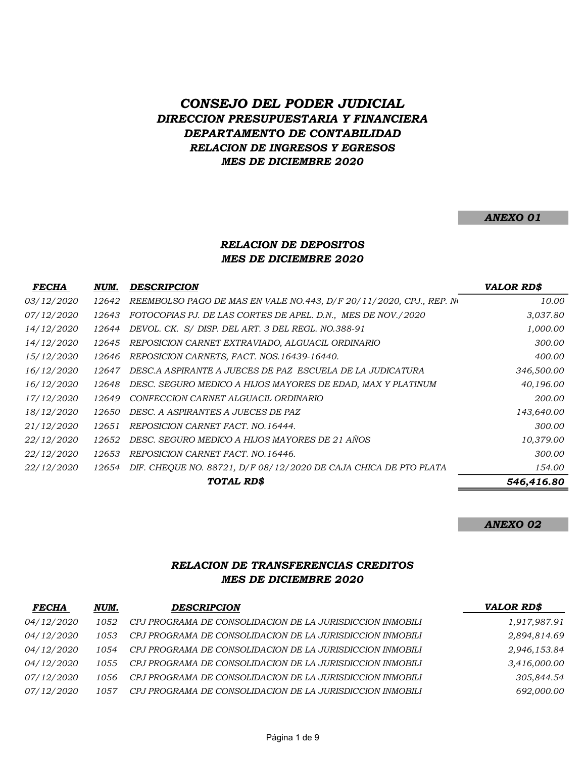# *CONSEJO DEL PODER JUDICIAL*

## *DIRECCION PRESUPUESTARIA Y FINANCIERA*

### *DEPARTAMENTO DE CONTABILIDAD*

### *RELACION DE INGRESOS Y EGRESOS*

### *MES DE DICIEMBRE 2020*

***ANEXO 01***

### *RELACION DE DEPOSITOS*
### *MES DE DICIEMBRE 2020*

| *FECHA* | *NUM.* | *DESCRIPCION* | *VALOR RD$* |
|---|---|---|---|
| 03/12/2020 | 12642 | REEMBOLSO PAGO DE MAS EN VALE NO.443, D/F 20/11/2020, CPJ., REP. N | 10.00 |
| 07/12/2020 | 12643 | FOTOCOPIAS PJ. DE LAS CORTES DE APEL. D.N., MES DE NOV./2020 | 3,037.80 |
| 14/12/2020 | 12644 | DEVOL. CK. S/ DISP. DEL ART. 3 DEL REGL. NO.388-91 | 1,000.00 |
| 14/12/2020 | 12645 | REPOSICION CARNET EXTRAVIADO, ALGUACIL ORDINARIO | 300.00 |
| 15/12/2020 | 12646 | REPOSICION CARNETS, FACT. NOS.16439-16440. | 400.00 |
| 16/12/2020 | 12647 | DESC.A ASPIRANTE A JUECES DE PAZ ESCUELA DE LA JUDICATURA | 346,500.00 |
| 16/12/2020 | 12648 | DESC. SEGURO MEDICO A HIJOS MAYORES DE EDAD, MAX Y PLATINUM | 40,196.00 |
| 17/12/2020 | 12649 | CONFECCION CARNET ALGUACIL ORDINARIO | 200.00 |
| 18/12/2020 | 12650 | DESC. A ASPIRANTES A JUECES DE PAZ | 143,640.00 |
| 21/12/2020 | 12651 | REPOSICION CARNET FACT. NO.16444. | 300.00 |
| 22/12/2020 | 12652 | DESC. SEGURO MEDICO A HIJOS MAYORES DE 21 AÑOS | 10,379.00 |
| 22/12/2020 | 12653 | REPOSICION CARNET FACT. NO.16446. | 300.00 |
| 22/12/2020 | 12654 | DIF. CHEQUE NO. 88721, D/F 08/12/2020 DE CAJA CHICA DE PTO PLATA | 154.00 |
| | | ***TOTAL RD$*** | ***546,416.80*** |

***ANEXO 02***

### *RELACION DE TRANSFERENCIAS CREDITOS*
### *MES DE DICIEMBRE 2020*

| *FECHA* | *NUM.* | *DESCRIPCION* | *VALOR RD$* |
|---|---|---|---|
| 04/12/2020 | 1052 | CPJ PROGRAMA DE CONSOLIDACION DE LA JURISDICCION INMOBILI | 1,917,987.91 |
| 04/12/2020 | 1053 | CPJ PROGRAMA DE CONSOLIDACION DE LA JURISDICCION INMOBILI | 2,894,814.69 |
| 04/12/2020 | 1054 | CPJ PROGRAMA DE CONSOLIDACION DE LA JURISDICCION INMOBILI | 2,946,153.84 |
| 04/12/2020 | 1055 | CPJ PROGRAMA DE CONSOLIDACION DE LA JURISDICCION INMOBILI | 3,416,000.00 |
| 07/12/2020 | 1056 | CPJ PROGRAMA DE CONSOLIDACION DE LA JURISDICCION INMOBILI | 305,844.54 |
| 07/12/2020 | 1057 | CPJ PROGRAMA DE CONSOLIDACION DE LA JURISDICCION INMOBILI | 692,000.00 |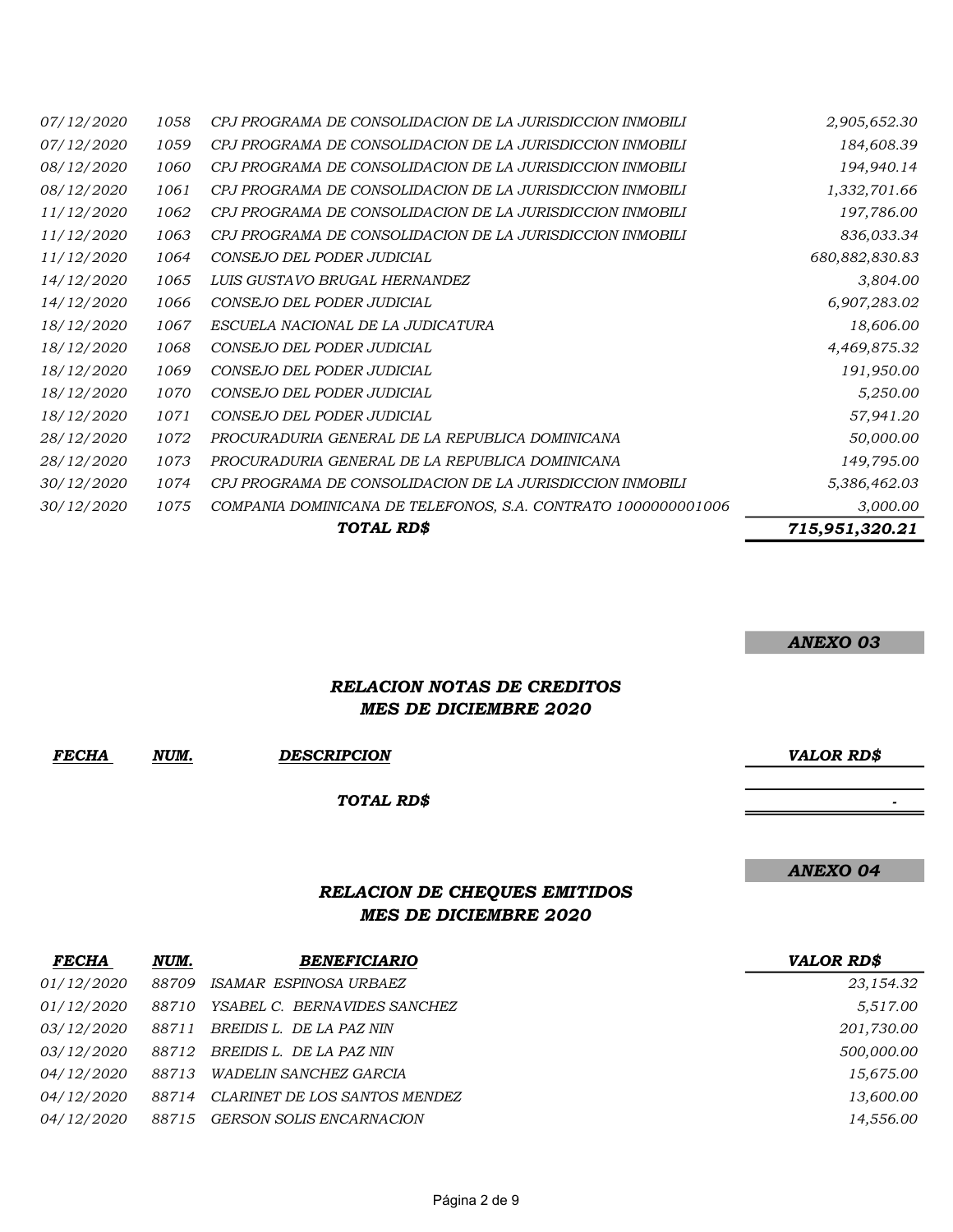| | | | |
|---|---|---|---|
| 07/12/2020 | 1058 | CPJ PROGRAMA DE CONSOLIDACION DE LA JURISDICCION INMOBILI | 2,905,652.30 |
| 07/12/2020 | 1059 | CPJ PROGRAMA DE CONSOLIDACION DE LA JURISDICCION INMOBILI | 184,608.39 |
| 08/12/2020 | 1060 | CPJ PROGRAMA DE CONSOLIDACION DE LA JURISDICCION INMOBILI | 194,940.14 |
| 08/12/2020 | 1061 | CPJ PROGRAMA DE CONSOLIDACION DE LA JURISDICCION INMOBILI | 1,332,701.66 |
| 11/12/2020 | 1062 | CPJ PROGRAMA DE CONSOLIDACION DE LA JURISDICCION INMOBILI | 197,786.00 |
| 11/12/2020 | 1063 | CPJ PROGRAMA DE CONSOLIDACION DE LA JURISDICCION INMOBILI | 836,033.34 |
| 11/12/2020 | 1064 | CONSEJO DEL PODER JUDICIAL | 680,882,830.83 |
| 14/12/2020 | 1065 | LUIS GUSTAVO BRUGAL HERNANDEZ | 3,804.00 |
| 14/12/2020 | 1066 | CONSEJO DEL PODER JUDICIAL | 6,907,283.02 |
| 18/12/2020 | 1067 | ESCUELA NACIONAL DE LA JUDICATURA | 18,606.00 |
| 18/12/2020 | 1068 | CONSEJO DEL PODER JUDICIAL | 4,469,875.32 |
| 18/12/2020 | 1069 | CONSEJO DEL PODER JUDICIAL | 191,950.00 |
| 18/12/2020 | 1070 | CONSEJO DEL PODER JUDICIAL | 5,250.00 |
| 18/12/2020 | 1071 | CONSEJO DEL PODER JUDICIAL | 57,941.20 |
| 28/12/2020 | 1072 | PROCURADURIA GENERAL DE LA REPUBLICA DOMINICANA | 50,000.00 |
| 28/12/2020 | 1073 | PROCURADURIA GENERAL DE LA REPUBLICA DOMINICANA | 149,795.00 |
| 30/12/2020 | 1074 | CPJ PROGRAMA DE CONSOLIDACION DE LA JURISDICCION INMOBILI | 5,386,462.03 |
| 30/12/2020 | 1075 | COMPANIA DOMINICANA DE TELEFONOS, S.A. CONTRATO 1000000001006 | 3,000.00 |
| | | ***TOTAL RD$*** | ***715,951,320.21*** |

***ANEXO 03***

## *RELACION NOTAS DE CREDITOS*
## *MES DE DICIEMBRE 2020*

| *FECHA* | *NUM.* | *DESCRIPCION* | *VALOR RD$* |
|---|---|---|---|
| | | ***TOTAL RD$*** | - |

***ANEXO 04***

## *RELACION DE CHEQUES EMITIDOS*
## *MES DE DICIEMBRE 2020*

| *FECHA* | *NUM.* | *BENEFICIARIO* | *VALOR RD$* |
|---|---|---|---|
| 01/12/2020 | 88709 | ISAMAR ESPINOSA URBAEZ | 23,154.32 |
| 01/12/2020 | 88710 | YSABEL C. BERNAVIDES SANCHEZ | 5,517.00 |
| 03/12/2020 | 88711 | BREIDIS L. DE LA PAZ NIN | 201,730.00 |
| 03/12/2020 | 88712 | BREIDIS L. DE LA PAZ NIN | 500,000.00 |
| 04/12/2020 | 88713 | WADELIN SANCHEZ GARCIA | 15,675.00 |
| 04/12/2020 | 88714 | CLARINET DE LOS SANTOS MENDEZ | 13,600.00 |
| 04/12/2020 | 88715 | GERSON SOLIS ENCARNACION | 14,556.00 |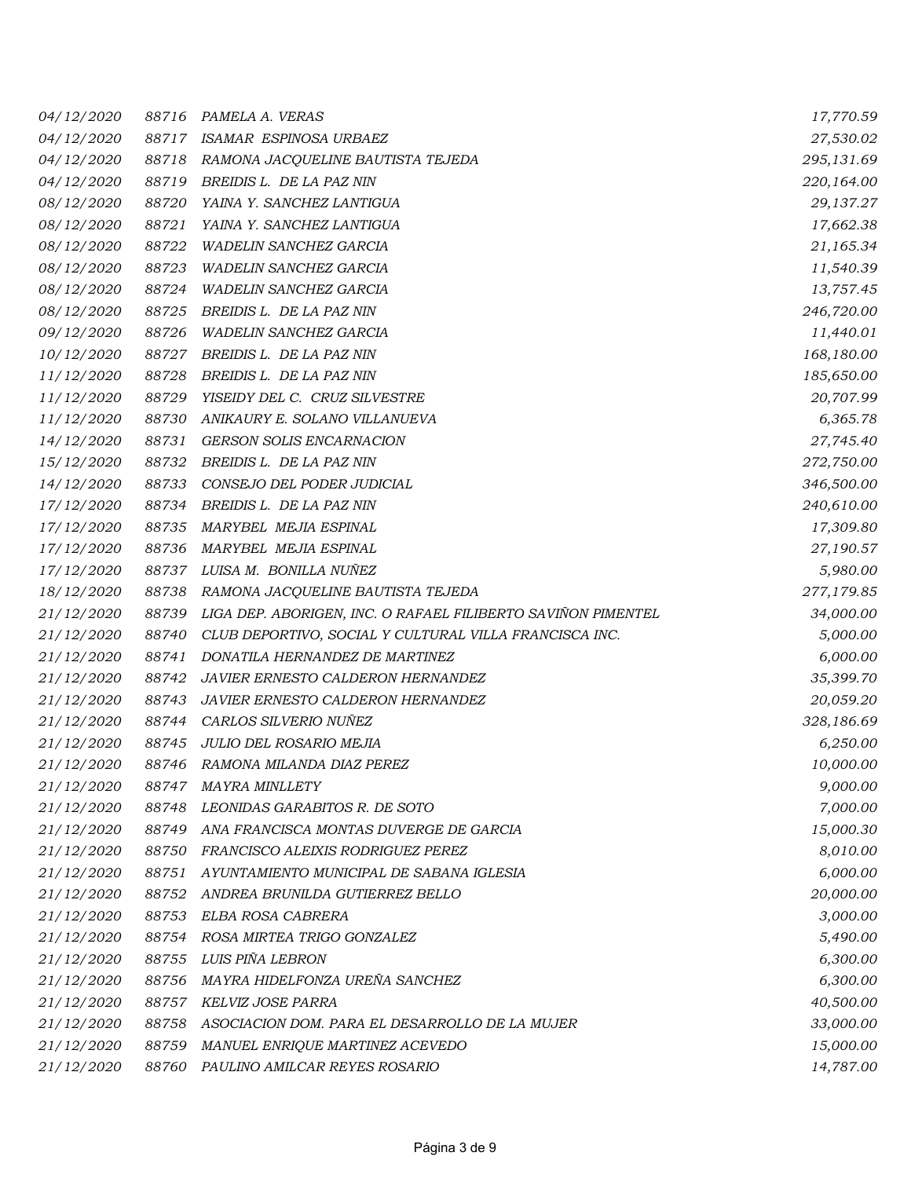| | | | |
|---|---|---|---|
| 04/12/2020 | 88716 | PAMELA A. VERAS | 17,770.59 |
| 04/12/2020 | 88717 | ISAMAR ESPINOSA URBAEZ | 27,530.02 |
| 04/12/2020 | 88718 | RAMONA JACQUELINE BAUTISTA TEJEDA | 295,131.69 |
| 04/12/2020 | 88719 | BREIDIS L. DE LA PAZ NIN | 220,164.00 |
| 08/12/2020 | 88720 | YAINA Y. SANCHEZ LANTIGUA | 29,137.27 |
| 08/12/2020 | 88721 | YAINA Y. SANCHEZ LANTIGUA | 17,662.38 |
| 08/12/2020 | 88722 | WADELIN SANCHEZ GARCIA | 21,165.34 |
| 08/12/2020 | 88723 | WADELIN SANCHEZ GARCIA | 11,540.39 |
| 08/12/2020 | 88724 | WADELIN SANCHEZ GARCIA | 13,757.45 |
| 08/12/2020 | 88725 | BREIDIS L. DE LA PAZ NIN | 246,720.00 |
| 09/12/2020 | 88726 | WADELIN SANCHEZ GARCIA | 11,440.01 |
| 10/12/2020 | 88727 | BREIDIS L. DE LA PAZ NIN | 168,180.00 |
| 11/12/2020 | 88728 | BREIDIS L. DE LA PAZ NIN | 185,650.00 |
| 11/12/2020 | 88729 | YISEIDY DEL C. CRUZ SILVESTRE | 20,707.99 |
| 11/12/2020 | 88730 | ANIKAURY E. SOLANO VILLANUEVA | 6,365.78 |
| 14/12/2020 | 88731 | GERSON SOLIS ENCARNACION | 27,745.40 |
| 15/12/2020 | 88732 | BREIDIS L. DE LA PAZ NIN | 272,750.00 |
| 14/12/2020 | 88733 | CONSEJO DEL PODER JUDICIAL | 346,500.00 |
| 17/12/2020 | 88734 | BREIDIS L. DE LA PAZ NIN | 240,610.00 |
| 17/12/2020 | 88735 | MARYBEL MEJIA ESPINAL | 17,309.80 |
| 17/12/2020 | 88736 | MARYBEL MEJIA ESPINAL | 27,190.57 |
| 17/12/2020 | 88737 | LUISA M. BONILLA NUÑEZ | 5,980.00 |
| 18/12/2020 | 88738 | RAMONA JACQUELINE BAUTISTA TEJEDA | 277,179.85 |
| 21/12/2020 | 88739 | LIGA DEP. ABORIGEN, INC. O RAFAEL FILIBERTO SAVIÑON PIMENTEL | 34,000.00 |
| 21/12/2020 | 88740 | CLUB DEPORTIVO, SOCIAL Y CULTURAL VILLA FRANCISCA INC. | 5,000.00 |
| 21/12/2020 | 88741 | DONATILA HERNANDEZ DE MARTINEZ | 6,000.00 |
| 21/12/2020 | 88742 | JAVIER ERNESTO CALDERON HERNANDEZ | 35,399.70 |
| 21/12/2020 | 88743 | JAVIER ERNESTO CALDERON HERNANDEZ | 20,059.20 |
| 21/12/2020 | 88744 | CARLOS SILVERIO NUÑEZ | 328,186.69 |
| 21/12/2020 | 88745 | JULIO DEL ROSARIO MEJIA | 6,250.00 |
| 21/12/2020 | 88746 | RAMONA MILANDA DIAZ PEREZ | 10,000.00 |
| 21/12/2020 | 88747 | MAYRA MINLLETY | 9,000.00 |
| 21/12/2020 | 88748 | LEONIDAS GARABITOS R. DE SOTO | 7,000.00 |
| 21/12/2020 | 88749 | ANA FRANCISCA MONTAS DUVERGE DE GARCIA | 15,000.30 |
| 21/12/2020 | 88750 | FRANCISCO ALEIXIS RODRIGUEZ PEREZ | 8,010.00 |
| 21/12/2020 | 88751 | AYUNTAMIENTO MUNICIPAL DE SABANA IGLESIA | 6,000.00 |
| 21/12/2020 | 88752 | ANDREA BRUNILDA GUTIERREZ BELLO | 20,000.00 |
| 21/12/2020 | 88753 | ELBA ROSA CABRERA | 3,000.00 |
| 21/12/2020 | 88754 | ROSA MIRTEA TRIGO GONZALEZ | 5,490.00 |
| 21/12/2020 | 88755 | LUIS PIÑA LEBRON | 6,300.00 |
| 21/12/2020 | 88756 | MAYRA HIDELFONZA UREÑA SANCHEZ | 6,300.00 |
| 21/12/2020 | 88757 | KELVIZ JOSE PARRA | 40,500.00 |
| 21/12/2020 | 88758 | ASOCIACION DOM. PARA EL DESARROLLO DE LA MUJER | 33,000.00 |
| 21/12/2020 | 88759 | MANUEL ENRIQUE MARTINEZ ACEVEDO | 15,000.00 |
| 21/12/2020 | 88760 | PAULINO AMILCAR REYES ROSARIO | 14,787.00 |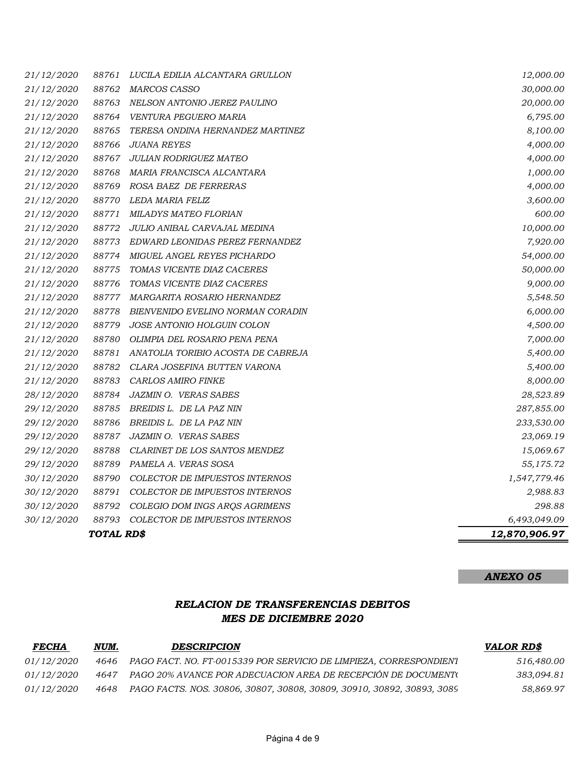| | | | |
|---|---|---|---|
| *21/12/2020* | *88761* | *LUCILA EDILIA ALCANTARA GRULLON* | *12,000.00* |
| *21/12/2020* | *88762* | *MARCOS CASSO* | *30,000.00* |
| *21/12/2020* | *88763* | *NELSON ANTONIO JEREZ PAULINO* | *20,000.00* |
| *21/12/2020* | *88764* | *VENTURA PEGUERO MARIA* | *6,795.00* |
| *21/12/2020* | *88765* | *TERESA ONDINA HERNANDEZ MARTINEZ* | *8,100.00* |
| *21/12/2020* | *88766* | *JUANA REYES* | *4,000.00* |
| *21/12/2020* | *88767* | *JULIAN RODRIGUEZ MATEO* | *4,000.00* |
| *21/12/2020* | *88768* | *MARIA FRANCISCA ALCANTARA* | *1,000.00* |
| *21/12/2020* | *88769* | *ROSA BAEZ DE FERRERAS* | *4,000.00* |
| *21/12/2020* | *88770* | *LEDA MARIA FELIZ* | *3,600.00* |
| *21/12/2020* | *88771* | *MILADYS MATEO FLORIAN* | *600.00* |
| *21/12/2020* | *88772* | *JULIO ANIBAL CARVAJAL MEDINA* | *10,000.00* |
| *21/12/2020* | *88773* | *EDWARD LEONIDAS PEREZ FERNANDEZ* | *7,920.00* |
| *21/12/2020* | *88774* | *MIGUEL ANGEL REYES PICHARDO* | *54,000.00* |
| *21/12/2020* | *88775* | *TOMAS VICENTE DIAZ CACERES* | *50,000.00* |
| *21/12/2020* | *88776* | *TOMAS VICENTE DIAZ CACERES* | *9,000.00* |
| *21/12/2020* | *88777* | *MARGARITA ROSARIO HERNANDEZ* | *5,548.50* |
| *21/12/2020* | *88778* | *BIENVENIDO EVELINO NORMAN CORADIN* | *6,000.00* |
| *21/12/2020* | *88779* | *JOSE ANTONIO HOLGUIN COLON* | *4,500.00* |
| *21/12/2020* | *88780* | *OLIMPIA DEL ROSARIO PENA PENA* | *7,000.00* |
| *21/12/2020* | *88781* | *ANATOLIA TORIBIO ACOSTA DE CABREJA* | *5,400.00* |
| *21/12/2020* | *88782* | *CLARA JOSEFINA BUTTEN VARONA* | *5,400.00* |
| *21/12/2020* | *88783* | *CARLOS AMIRO FINKE* | *8,000.00* |
| *28/12/2020* | *88784* | *JAZMIN O. VERAS SABES* | *28,523.89* |
| *29/12/2020* | *88785* | *BREIDIS L. DE LA PAZ NIN* | *287,855.00* |
| *29/12/2020* | *88786* | *BREIDIS L. DE LA PAZ NIN* | *233,530.00* |
| *29/12/2020* | *88787* | *JAZMIN O. VERAS SABES* | *23,069.19* |
| *29/12/2020* | *88788* | *CLARINET DE LOS SANTOS MENDEZ* | *15,069.67* |
| *29/12/2020* | *88789* | *PAMELA A. VERAS SOSA* | *55,175.72* |
| *30/12/2020* | *88790* | *COLECTOR DE IMPUESTOS INTERNOS* | *1,547,779.46* |
| *30/12/2020* | *88791* | *COLECTOR DE IMPUESTOS INTERNOS* | *2,988.83* |
| *30/12/2020* | *88792* | *COLEGIO DOM INGS ARQS AGRIMENS* | *298.88* |
| *30/12/2020* | *88793* | *COLECTOR DE IMPUESTOS INTERNOS* | *6,493,049.09* |
| | ***TOTAL RD$*** | | ***12,870,906.97*** |

***ANEXO 05***

## *RELACION DE TRANSFERENCIAS DEBITOS*
## *MES DE DICIEMBRE 2020*

| ***FECHA*** | ***NUM.*** | ***DESCRIPCION*** | ***VALOR RD$*** |
|---|---|---|---|
| *01/12/2020* | *4646* | *PAGO FACT. NO. FT-0015339 POR SERVICIO DE LIMPIEZA, CORRESPONDIENT* | *516,480.00* |
| *01/12/2020* | *4647* | *PAGO 20% AVANCE POR ADECUACION AREA DE RECEPCIÓN DE DOCUMENT(* | *383,094.81* |
| *01/12/2020* | *4648* | *PAGO FACTS. NOS. 30806, 30807, 30808, 30809, 30910, 30892, 30893, 3089* | *58,869.97* |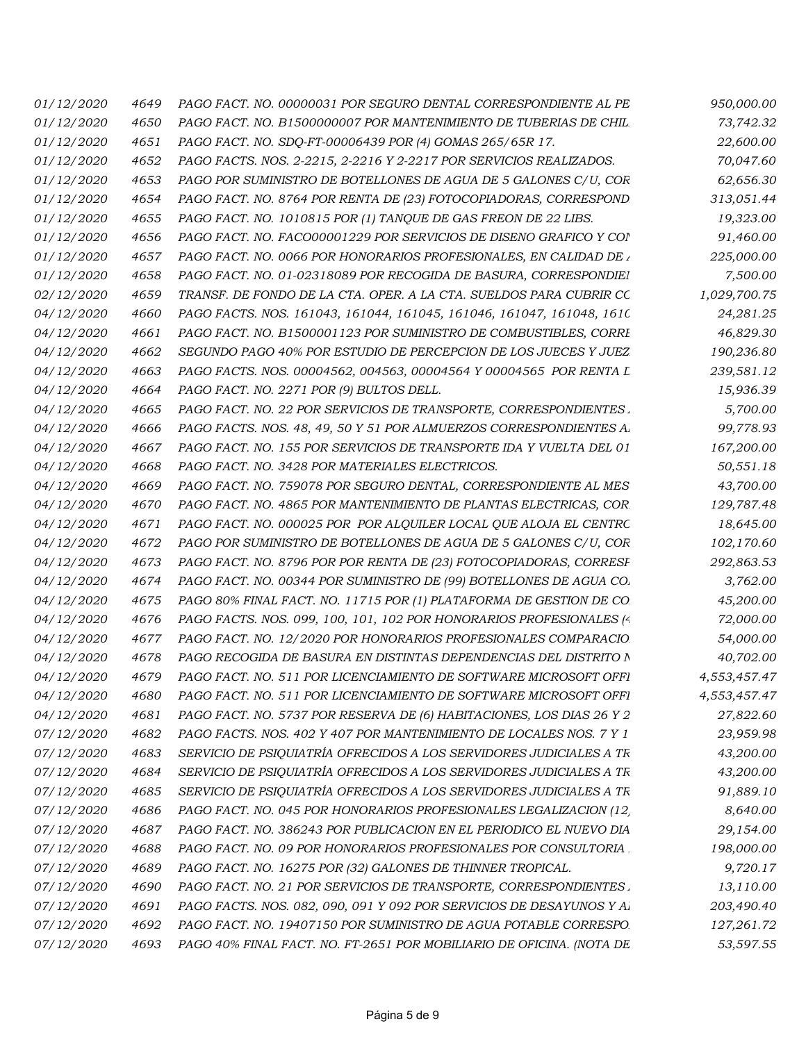| | | | |
|---|---|---|---|
| *01/12/2020* | *4649* | *PAGO FACT. NO. 00000031 POR SEGURO DENTAL CORRESPONDIENTE AL PE* | *950,000.00* |
| *01/12/2020* | *4650* | *PAGO FACT. NO. B1500000007 POR MANTENIMIENTO DE TUBERIAS DE CHIL* | *73,742.32* |
| *01/12/2020* | *4651* | *PAGO FACT. NO. SDQ-FT-00006439 POR (4) GOMAS 265/65R 17.* | *22,600.00* |
| *01/12/2020* | *4652* | *PAGO FACTS. NOS. 2-2215, 2-2216 Y 2-2217 POR SERVICIOS REALIZADOS.* | *70,047.60* |
| *01/12/2020* | *4653* | *PAGO POR SUMINISTRO DE BOTELLONES DE AGUA DE 5 GALONES C/U, COR* | *62,656.30* |
| *01/12/2020* | *4654* | *PAGO FACT. NO. 8764 POR RENTA DE (23) FOTOCOPIADORAS, CORRESPOND* | *313,051.44* |
| *01/12/2020* | *4655* | *PAGO FACT. NO. 1010815 POR (1) TANQUE DE GAS FREON DE 22 LIBS.* | *19,323.00* |
| *01/12/2020* | *4656* | *PAGO FACT. NO. FACO00001229 POR SERVICIOS DE DISENO GRAFICO Y CON* | *91,460.00* |
| *01/12/2020* | *4657* | *PAGO FACT. NO. 0066 POR HONORARIOS PROFESIONALES, EN CALIDAD DE A* | *225,000.00* |
| *01/12/2020* | *4658* | *PAGO FACT. NO. 01-02318089 POR RECOGIDA DE BASURA, CORRESPONDIEI* | *7,500.00* |
| *02/12/2020* | *4659* | *TRANSF. DE FONDO DE LA CTA. OPER. A LA CTA. SUELDOS PARA CUBRIR CC* | *1,029,700.75* |
| *04/12/2020* | *4660* | *PAGO FACTS. NOS. 161043, 161044, 161045, 161046, 161047, 161048, 1610* | *24,281.25* |
| *04/12/2020* | *4661* | *PAGO FACT. NO. B1500001123 POR SUMINISTRO DE COMBUSTIBLES, CORRI* | *46,829.30* |
| *04/12/2020* | *4662* | *SEGUNDO PAGO 40% POR ESTUDIO DE PERCEPCION DE LOS JUECES Y JUEZ* | *190,236.80* |
| *04/12/2020* | *4663* | *PAGO FACTS. NOS. 00004562, 004563, 00004564 Y 00004565 POR RENTA D* | *239,581.12* |
| *04/12/2020* | *4664* | *PAGO FACT. NO. 2271 POR (9) BULTOS DELL.* | *15,936.39* |
| *04/12/2020* | *4665* | *PAGO FACT. NO. 22 POR SERVICIOS DE TRANSPORTE, CORRESPONDIENTES A* | *5,700.00* |
| *04/12/2020* | *4666* | *PAGO FACTS. NOS. 48, 49, 50 Y 51 POR ALMUERZOS CORRESPONDIENTES A* | *99,778.93* |
| *04/12/2020* | *4667* | *PAGO FACT. NO. 155 POR SERVICIOS DE TRANSPORTE IDA Y VUELTA DEL 01* | *167,200.00* |
| *04/12/2020* | *4668* | *PAGO FACT. NO. 3428 POR MATERIALES ELECTRICOS.* | *50,551.18* |
| *04/12/2020* | *4669* | *PAGO FACT. NO. 759078 POR SEGURO DENTAL, CORRESPONDIENTE AL MES* | *43,700.00* |
| *04/12/2020* | *4670* | *PAGO FACT. NO. 4865 POR MANTENIMIENTO DE PLANTAS ELECTRICAS, COR* | *129,787.48* |
| *04/12/2020* | *4671* | *PAGO FACT. NO. 000025 POR POR ALQUILER LOCAL QUE ALOJA EL CENTRC* | *18,645.00* |
| *04/12/2020* | *4672* | *PAGO POR SUMINISTRO DE BOTELLONES DE AGUA DE 5 GALONES C/U, COR* | *102,170.60* |
| *04/12/2020* | *4673* | *PAGO FACT. NO. 8796 POR POR RENTA DE (23) FOTOCOPIADORAS, CORRESP* | *292,863.53* |
| *04/12/2020* | *4674* | *PAGO FACT. NO. 00344 POR SUMINISTRO DE (99) BOTELLONES DE AGUA CO* | *3,762.00* |
| *04/12/2020* | *4675* | *PAGO 80% FINAL FACT. NO. 11715 POR (1) PLATAFORMA DE GESTION DE CO* | *45,200.00* |
| *04/12/2020* | *4676* | *PAGO FACTS. NOS. 099, 100, 101, 102 POR HONORARIOS PROFESIONALES (4* | *72,000.00* |
| *04/12/2020* | *4677* | *PAGO FACT. NO. 12/2020 POR HONORARIOS PROFESIONALES COMPARACIO* | *54,000.00* |
| *04/12/2020* | *4678* | *PAGO RECOGIDA DE BASURA EN DISTINTAS DEPENDENCIAS DEL DISTRITO N* | *40,702.00* |
| *04/12/2020* | *4679* | *PAGO FACT. NO. 511 POR LICENCIAMIENTO DE SOFTWARE MICROSOFT OFFI* | *4,553,457.47* |
| *04/12/2020* | *4680* | *PAGO FACT. NO. 511 POR LICENCIAMIENTO DE SOFTWARE MICROSOFT OFFI* | *4,553,457.47* |
| *04/12/2020* | *4681* | *PAGO FACT. NO. 5737 POR RESERVA DE (6) HABITACIONES, LOS DIAS 26 Y 2* | *27,822.60* |
| *07/12/2020* | *4682* | *PAGO FACTS. NOS. 402 Y 407 POR MANTENIMIENTO DE LOCALES NOS. 7 Y 1* | *23,959.98* |
| *07/12/2020* | *4683* | *SERVICIO DE PSIQUIATRÍA OFRECIDOS A LOS SERVIDORES JUDICIALES A TR* | *43,200.00* |
| *07/12/2020* | *4684* | *SERVICIO DE PSIQUIATRÍA OFRECIDOS A LOS SERVIDORES JUDICIALES A TR* | *43,200.00* |
| *07/12/2020* | *4685* | *SERVICIO DE PSIQUIATRÍA OFRECIDOS A LOS SERVIDORES JUDICIALES A TR* | *91,889.10* |
| *07/12/2020* | *4686* | *PAGO FACT. NO. 045 POR HONORARIOS PROFESIONALES LEGALIZACION (12,* | *8,640.00* |
| *07/12/2020* | *4687* | *PAGO FACT. NO. 386243 POR PUBLICACION EN EL PERIODICO EL NUEVO DIA* | *29,154.00* |
| *07/12/2020* | *4688* | *PAGO FACT. NO. 09 POR HONORARIOS PROFESIONALES POR CONSULTORIA* | *198,000.00* |
| *07/12/2020* | *4689* | *PAGO FACT. NO. 16275 POR (32) GALONES DE THINNER TROPICAL.* | *9,720.17* |
| *07/12/2020* | *4690* | *PAGO FACT. NO. 21 POR SERVICIOS DE TRANSPORTE, CORRESPONDIENTES A* | *13,110.00* |
| *07/12/2020* | *4691* | *PAGO FACTS. NOS. 082, 090, 091 Y 092 POR SERVICIOS DE DESAYUNOS Y A* | *203,490.40* |
| *07/12/2020* | *4692* | *PAGO FACT. NO. 19407150 POR SUMINISTRO DE AGUA POTABLE CORRESPO* | *127,261.72* |
| *07/12/2020* | *4693* | *PAGO 40% FINAL FACT. NO. FT-2651 POR MOBILIARIO DE OFICINA. (NOTA DE* | *53,597.55* |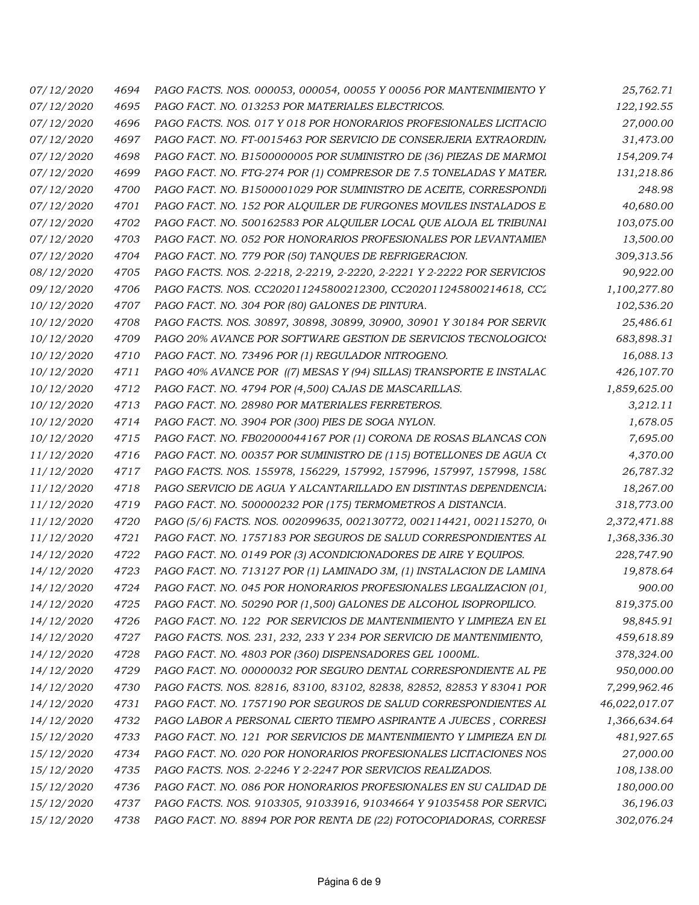| | | | |
|---|---|---|---|
| *07/12/2020* | *4694* | *PAGO FACTS. NOS. 000053, 000054, 00055 Y 00056 POR MANTENIMIENTO Y* | *25,762.71* |
| *07/12/2020* | *4695* | *PAGO FACT. NO. 013253 POR MATERIALES ELECTRICOS.* | *122,192.55* |
| *07/12/2020* | *4696* | *PAGO FACTS. NOS. 017 Y 018 POR HONORARIOS PROFESIONALES LICITACIO* | *27,000.00* |
| *07/12/2020* | *4697* | *PAGO FACT. NO. FT-0015463 POR SERVICIO DE CONSERJERIA EXTRAORDIN* | *31,473.00* |
| *07/12/2020* | *4698* | *PAGO FACT. NO. B1500000005 POR SUMINISTRO DE (36) PIEZAS DE MARMOI* | *154,209.74* |
| *07/12/2020* | *4699* | *PAGO FACT. NO. FTG-274 POR (1) COMPRESOR DE 7.5 TONELADAS Y MATER* | *131,218.86* |
| *07/12/2020* | *4700* | *PAGO FACT. NO. B1500001029 POR SUMINISTRO DE ACEITE, CORRESPONDII* | *248.98* |
| *07/12/2020* | *4701* | *PAGO FACT. NO. 152 POR ALQUILER DE FURGONES MOVILES INSTALADOS E* | *40,680.00* |
| *07/12/2020* | *4702* | *PAGO FACT. NO. 500162583 POR ALQUILER LOCAL QUE ALOJA EL TRIBUNAI* | *103,075.00* |
| *07/12/2020* | *4703* | *PAGO FACT. NO. 052 POR HONORARIOS PROFESIONALES POR LEVANTAMIEN* | *13,500.00* |
| *07/12/2020* | *4704* | *PAGO FACT. NO. 779 POR (50) TANQUES DE REFRIGERACION.* | *309,313.56* |
| *08/12/2020* | *4705* | *PAGO FACTS. NOS. 2-2218, 2-2219, 2-2220, 2-2221 Y 2-2222 POR SERVICIOS* | *90,922.00* |
| *09/12/2020* | *4706* | *PAGO FACTS. NOS. CC202011245800212300, CC202011245800214618, CC2* | *1,100,277.80* |
| *10/12/2020* | *4707* | *PAGO FACT. NO. 304 POR (80) GALONES DE PINTURA.* | *102,536.20* |
| *10/12/2020* | *4708* | *PAGO FACTS. NOS. 30897, 30898, 30899, 30900, 30901 Y 30184 POR SERVIC* | *25,486.61* |
| *10/12/2020* | *4709* | *PAGO 20% AVANCE POR SOFTWARE GESTION DE SERVICIOS TECNOLOGICOS* | *683,898.31* |
| *10/12/2020* | *4710* | *PAGO FACT. NO. 73496 POR (1) REGULADOR NITROGENO.* | *16,088.13* |
| *10/12/2020* | *4711* | *PAGO 40% AVANCE POR ((7) MESAS Y (94) SILLAS) TRANSPORTE E INSTALAC* | *426,107.70* |
| *10/12/2020* | *4712* | *PAGO FACT. NO. 4794 POR (4,500) CAJAS DE MASCARILLAS.* | *1,859,625.00* |
| *10/12/2020* | *4713* | *PAGO FACT. NO. 28980 POR MATERIALES FERRETEROS.* | *3,212.11* |
| *10/12/2020* | *4714* | *PAGO FACT. NO. 3904 POR (300) PIES DE SOGA NYLON.* | *1,678.05* |
| *10/12/2020* | *4715* | *PAGO FACT. NO. FB02000044167 POR (1) CORONA DE ROSAS BLANCAS CON* | *7,695.00* |
| *11/12/2020* | *4716* | *PAGO FACT. NO. 00357 POR SUMINISTRO DE (115) BOTELLONES DE AGUA C* | *4,370.00* |
| *11/12/2020* | *4717* | *PAGO FACTS. NOS. 155978, 156229, 157992, 157996, 157997, 157998, 158C* | *26,787.32* |
| *11/12/2020* | *4718* | *PAGO SERVICIO DE AGUA Y ALCANTARILLADO EN DISTINTAS DEPENDENCIA* | *18,267.00* |
| *11/12/2020* | *4719* | *PAGO FACT. NO. 500000232 POR (175) TERMOMETROS A DISTANCIA.* | *318,773.00* |
| *11/12/2020* | *4720* | *PAGO (5/6) FACTS. NOS. 002099635, 002130772, 002114421, 002115270, 0* | *2,372,471.88* |
| *11/12/2020* | *4721* | *PAGO FACT. NO. 1757183 POR SEGUROS DE SALUD CORRESPONDIENTES AL* | *1,368,336.30* |
| *14/12/2020* | *4722* | *PAGO FACT. NO. 0149 POR (3) ACONDICIONADORES DE AIRE Y EQUIPOS.* | *228,747.90* |
| *14/12/2020* | *4723* | *PAGO FACT. NO. 713127 POR (1) LAMINADO 3M, (1) INSTALACION DE LAMINA* | *19,878.64* |
| *14/12/2020* | *4724* | *PAGO FACT. NO. 045 POR HONORARIOS PROFESIONALES LEGALIZACION (01,* | *900.00* |
| *14/12/2020* | *4725* | *PAGO FACT. NO. 50290 POR (1,500) GALONES DE ALCOHOL ISOPROPILICO.* | *819,375.00* |
| *14/12/2020* | *4726* | *PAGO FACT. NO. 122 POR SERVICIOS DE MANTENIMIENTO Y LIMPIEZA EN EL* | *98,845.91* |
| *14/12/2020* | *4727* | *PAGO FACTS. NOS. 231, 232, 233 Y 234 POR SERVICIO DE MANTENIMIENTO,* | *459,618.89* |
| *14/12/2020* | *4728* | *PAGO FACT. NO. 4803 POR (360) DISPENSADORES GEL 1000ML.* | *378,324.00* |
| *14/12/2020* | *4729* | *PAGO FACT. NO. 00000032 POR SEGURO DENTAL CORRESPONDIENTE AL PE* | *950,000.00* |
| *14/12/2020* | *4730* | *PAGO FACTS. NOS. 82816, 83100, 83102, 82838, 82852, 82853 Y 83041 POR* | *7,299,962.46* |
| *14/12/2020* | *4731* | *PAGO FACT. NO. 1757190 POR SEGUROS DE SALUD CORRESPONDIENTES AL* | *46,022,017.07* |
| *14/12/2020* | *4732* | *PAGO LABOR A PERSONAL CIERTO TIEMPO ASPIRANTE A JUECES , CORRESI* | *1,366,634.64* |
| *15/12/2020* | *4733* | *PAGO FACT. NO. 121 POR SERVICIOS DE MANTENIMIENTO Y LIMPIEZA EN DI* | *481,927.65* |
| *15/12/2020* | *4734* | *PAGO FACT. NO. 020 POR HONORARIOS PROFESIONALES LICITACIONES NOS* | *27,000.00* |
| *15/12/2020* | *4735* | *PAGO FACTS. NOS. 2-2246 Y 2-2247 POR SERVICIOS REALIZADOS.* | *108,138.00* |
| *15/12/2020* | *4736* | *PAGO FACT. NO. 086 POR HONORARIOS PROFESIONALES EN SU CALIDAD DE* | *180,000.00* |
| *15/12/2020* | *4737* | *PAGO FACTS. NOS. 9103305, 91033916, 91034664 Y 91035458 POR SERVICI* | *36,196.03* |
| *15/12/2020* | *4738* | *PAGO FACT. NO. 8894 POR POR RENTA DE (22) FOTOCOPIADORAS, CORRESI* | *302,076.24* |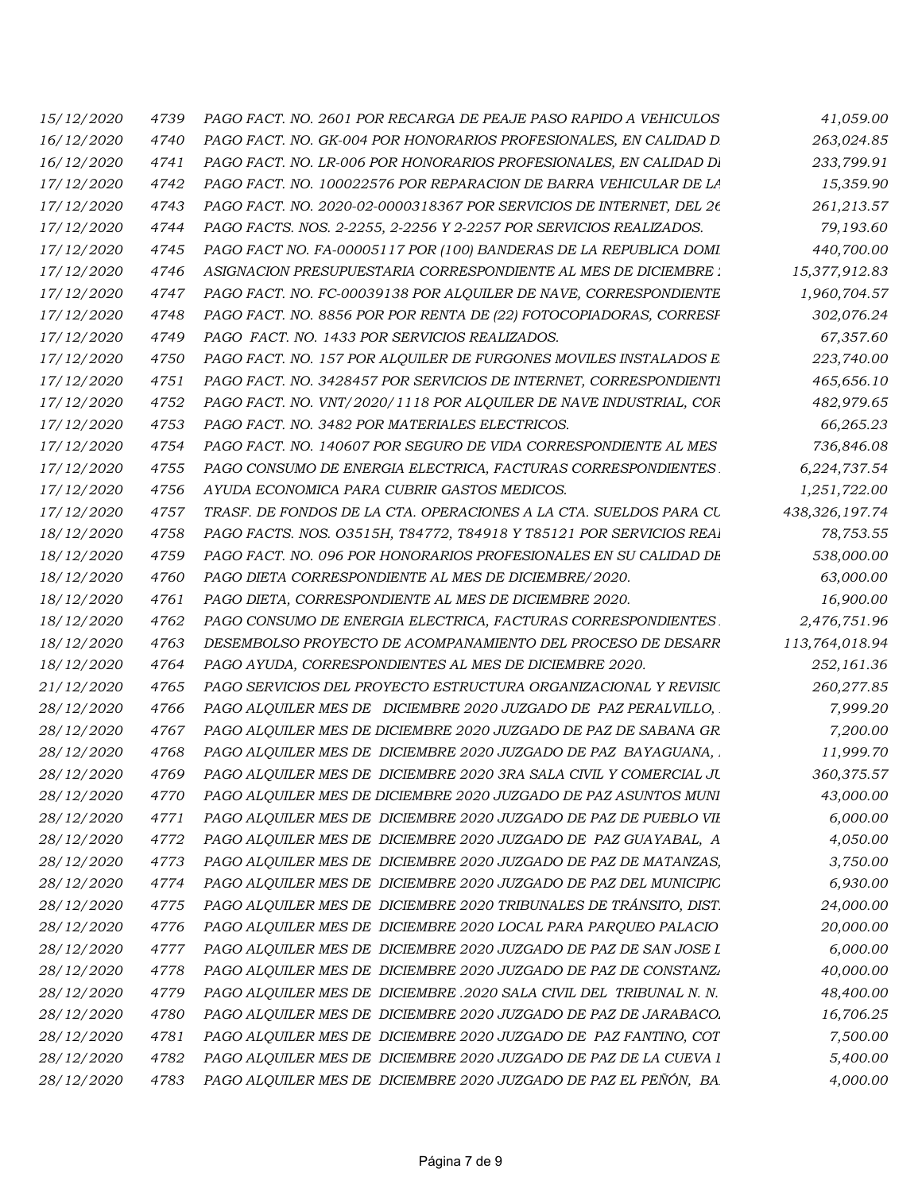| | | | |
|---|---|---|---|
| 15/12/2020 | 4739 | PAGO FACT. NO. 2601 POR RECARGA DE PEAJE PASO RAPIDO A VEHICULOS | 41,059.00 |
| 16/12/2020 | 4740 | PAGO FACT. NO. GK-004 POR HONORARIOS PROFESIONALES, EN CALIDAD D | 263,024.85 |
| 16/12/2020 | 4741 | PAGO FACT. NO. LR-006 POR HONORARIOS PROFESIONALES, EN CALIDAD DI | 233,799.91 |
| 17/12/2020 | 4742 | PAGO FACT. NO. 100022576 POR REPARACION DE BARRA VEHICULAR DE LA | 15,359.90 |
| 17/12/2020 | 4743 | PAGO FACT. NO. 2020-02-0000318367 POR SERVICIOS DE INTERNET, DEL 26 | 261,213.57 |
| 17/12/2020 | 4744 | PAGO FACTS. NOS. 2-2255, 2-2256 Y 2-2257 POR SERVICIOS REALIZADOS. | 79,193.60 |
| 17/12/2020 | 4745 | PAGO FACT NO. FA-00005117 POR (100) BANDERAS DE LA REPUBLICA DOMI | 440,700.00 |
| 17/12/2020 | 4746 | ASIGNACION PRESUPUESTARIA CORRESPONDIENTE AL MES DE DICIEMBRE : | 15,377,912.83 |
| 17/12/2020 | 4747 | PAGO FACT. NO. FC-00039138 POR ALQUILER DE NAVE, CORRESPONDIENTE | 1,960,704.57 |
| 17/12/2020 | 4748 | PAGO FACT. NO. 8856 POR POR RENTA DE (22) FOTOCOPIADORAS, CORRESF | 302,076.24 |
| 17/12/2020 | 4749 | PAGO FACT. NO. 1433 POR SERVICIOS REALIZADOS. | 67,357.60 |
| 17/12/2020 | 4750 | PAGO FACT. NO. 157 POR ALQUILER DE FURGONES MOVILES INSTALADOS E | 223,740.00 |
| 17/12/2020 | 4751 | PAGO FACT. NO. 3428457 POR SERVICIOS DE INTERNET, CORRESPONDIENTI | 465,656.10 |
| 17/12/2020 | 4752 | PAGO FACT. NO. VNT/2020/1118 POR ALQUILER DE NAVE INDUSTRIAL, COR | 482,979.65 |
| 17/12/2020 | 4753 | PAGO FACT. NO. 3482 POR MATERIALES ELECTRICOS. | 66,265.23 |
| 17/12/2020 | 4754 | PAGO FACT. NO. 140607 POR SEGURO DE VIDA CORRESPONDIENTE AL MES | 736,846.08 |
| 17/12/2020 | 4755 | PAGO CONSUMO DE ENERGIA ELECTRICA, FACTURAS CORRESPONDIENTES | 6,224,737.54 |
| 17/12/2020 | 4756 | AYUDA ECONOMICA PARA CUBRIR GASTOS MEDICOS. | 1,251,722.00 |
| 17/12/2020 | 4757 | TRASF. DE FONDOS DE LA CTA. OPERACIONES A LA CTA. SUELDOS PARA CU | 438,326,197.74 |
| 18/12/2020 | 4758 | PAGO FACTS. NOS. O3515H, T84772, T84918 Y T85121 POR SERVICIOS REAI | 78,753.55 |
| 18/12/2020 | 4759 | PAGO FACT. NO. 096 POR HONORARIOS PROFESIONALES EN SU CALIDAD DE | 538,000.00 |
| 18/12/2020 | 4760 | PAGO DIETA CORRESPONDIENTE AL MES DE DICIEMBRE/2020. | 63,000.00 |
| 18/12/2020 | 4761 | PAGO DIETA, CORRESPONDIENTE AL MES DE DICIEMBRE 2020. | 16,900.00 |
| 18/12/2020 | 4762 | PAGO CONSUMO DE ENERGIA ELECTRICA, FACTURAS CORRESPONDIENTES | 2,476,751.96 |
| 18/12/2020 | 4763 | DESEMBOLSO PROYECTO DE ACOMPANAMIENTO DEL PROCESO DE DESARR | 113,764,018.94 |
| 18/12/2020 | 4764 | PAGO AYUDA, CORRESPONDIENTES AL MES DE DICIEMBRE 2020. | 252,161.36 |
| 21/12/2020 | 4765 | PAGO SERVICIOS DEL PROYECTO ESTRUCTURA ORGANIZACIONAL Y REVISIC | 260,277.85 |
| 28/12/2020 | 4766 | PAGO ALQUILER MES DE DICIEMBRE 2020 JUZGADO DE PAZ PERALVILLO, | 7,999.20 |
| 28/12/2020 | 4767 | PAGO ALQUILER MES DE DICIEMBRE 2020 JUZGADO DE PAZ DE SABANA GR | 7,200.00 |
| 28/12/2020 | 4768 | PAGO ALQUILER MES DE DICIEMBRE 2020 JUZGADO DE PAZ BAYAGUANA, | 11,999.70 |
| 28/12/2020 | 4769 | PAGO ALQUILER MES DE DICIEMBRE 2020 3RA SALA CIVIL Y COMERCIAL JU | 360,375.57 |
| 28/12/2020 | 4770 | PAGO ALQUILER MES DE DICIEMBRE 2020 JUZGADO DE PAZ ASUNTOS MUNI | 43,000.00 |
| 28/12/2020 | 4771 | PAGO ALQUILER MES DE DICIEMBRE 2020 JUZGADO DE PAZ DE PUEBLO VIE | 6,000.00 |
| 28/12/2020 | 4772 | PAGO ALQUILER MES DE DICIEMBRE 2020 JUZGADO DE PAZ GUAYABAL, A | 4,050.00 |
| 28/12/2020 | 4773 | PAGO ALQUILER MES DE DICIEMBRE 2020 JUZGADO DE PAZ DE MATANZAS, | 3,750.00 |
| 28/12/2020 | 4774 | PAGO ALQUILER MES DE DICIEMBRE 2020 JUZGADO DE PAZ DEL MUNICIPIC | 6,930.00 |
| 28/12/2020 | 4775 | PAGO ALQUILER MES DE DICIEMBRE 2020 TRIBUNALES DE TRÁNSITO, DIST. | 24,000.00 |
| 28/12/2020 | 4776 | PAGO ALQUILER MES DE DICIEMBRE 2020 LOCAL PARA PARQUEO PALACIO | 20,000.00 |
| 28/12/2020 | 4777 | PAGO ALQUILER MES DE DICIEMBRE 2020 JUZGADO DE PAZ DE SAN JOSE I | 6,000.00 |
| 28/12/2020 | 4778 | PAGO ALQUILER MES DE DICIEMBRE 2020 JUZGADO DE PAZ DE CONSTANZ | 40,000.00 |
| 28/12/2020 | 4779 | PAGO ALQUILER MES DE DICIEMBRE .2020 SALA CIVIL DEL TRIBUNAL N. N. | 48,400.00 |
| 28/12/2020 | 4780 | PAGO ALQUILER MES DE DICIEMBRE 2020 JUZGADO DE PAZ DE JARABACO. | 16,706.25 |
| 28/12/2020 | 4781 | PAGO ALQUILER MES DE DICIEMBRE 2020 JUZGADO DE PAZ FANTINO, COT | 7,500.00 |
| 28/12/2020 | 4782 | PAGO ALQUILER MES DE DICIEMBRE 2020 JUZGADO DE PAZ DE LA CUEVA I | 5,400.00 |
| 28/12/2020 | 4783 | PAGO ALQUILER MES DE DICIEMBRE 2020 JUZGADO DE PAZ EL PEÑÓN, BA | 4,000.00 |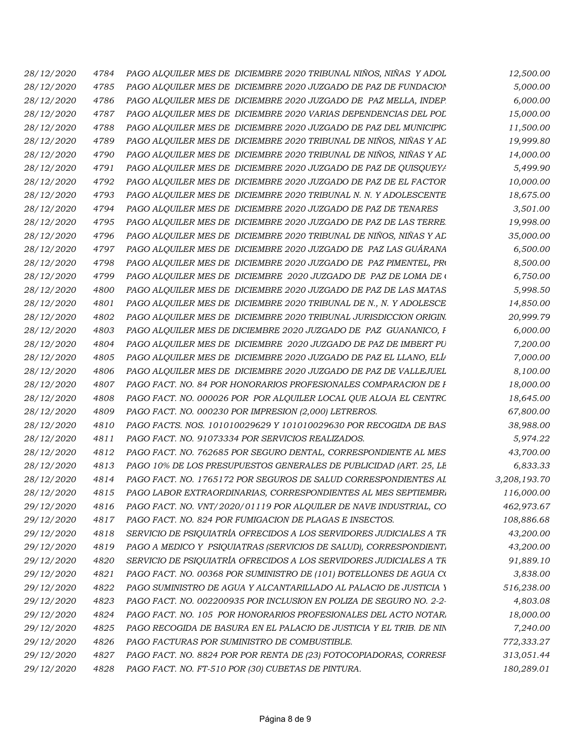| | | | |
|---|---|---|---|
| 28/12/2020 | 4784 | PAGO ALQUILER MES DE DICIEMBRE 2020 TRIBUNAL NIÑOS, NIÑAS Y ADOL | 12,500.00 |
| 28/12/2020 | 4785 | PAGO ALQUILER MES DE DICIEMBRE 2020 JUZGADO DE PAZ DE FUNDACION | 5,000.00 |
| 28/12/2020 | 4786 | PAGO ALQUILER MES DE DICIEMBRE 2020 JUZGADO DE PAZ MELLA, INDEP. | 6,000.00 |
| 28/12/2020 | 4787 | PAGO ALQUILER MES DE DICIEMBRE 2020 VARIAS DEPENDENCIAS DEL POD | 15,000.00 |
| 28/12/2020 | 4788 | PAGO ALQUILER MES DE DICIEMBRE 2020 JUZGADO DE PAZ DEL MUNICIPIO | 11,500.00 |
| 28/12/2020 | 4789 | PAGO ALQUILER MES DE DICIEMBRE 2020 TRIBUNAL DE NIÑOS, NIÑAS Y AD | 19,999.80 |
| 28/12/2020 | 4790 | PAGO ALQUILER MES DE DICIEMBRE 2020 TRIBUNAL DE NIÑOS, NIÑAS Y AD | 14,000.00 |
| 28/12/2020 | 4791 | PAGO ALQUILER MES DE DICIEMBRE 2020 JUZGADO DE PAZ DE QUISQUEYA | 5,499.90 |
| 28/12/2020 | 4792 | PAGO ALQUILER MES DE DICIEMBRE 2020 JUZGADO DE PAZ DE EL FACTOR | 10,000.00 |
| 28/12/2020 | 4793 | PAGO ALQUILER MES DE DICIEMBRE 2020 TRIBUNAL N. N. Y ADOLESCENTE | 18,675.00 |
| 28/12/2020 | 4794 | PAGO ALQUILER MES DE DICIEMBRE 2020 JUZGADO DE PAZ DE TENARES | 3,501.00 |
| 28/12/2020 | 4795 | PAGO ALQUILER MES DE DICIEMBRE 2020 JUZGADO DE PAZ DE LAS TERRE. | 19,998.00 |
| 28/12/2020 | 4796 | PAGO ALQUILER MES DE DICIEMBRE 2020 TRIBUNAL DE NIÑOS, NIÑAS Y AD | 35,000.00 |
| 28/12/2020 | 4797 | PAGO ALQUILER MES DE DICIEMBRE 2020 JUZGADO DE PAZ LAS GUÁRANA | 6,500.00 |
| 28/12/2020 | 4798 | PAGO ALQUILER MES DE DICIEMBRE 2020 JUZGADO DE PAZ PIMENTEL, PR( | 8,500.00 |
| 28/12/2020 | 4799 | PAGO ALQUILER MES DE DICIEMBRE 2020 JUZGADO DE PAZ DE LOMA DE ( | 6,750.00 |
| 28/12/2020 | 4800 | PAGO ALQUILER MES DE DICIEMBRE 2020 JUZGADO DE PAZ DE LAS MATAS | 5,998.50 |
| 28/12/2020 | 4801 | PAGO ALQUILER MES DE DICIEMBRE 2020 TRIBUNAL DE N., N. Y ADOLESCE | 14,850.00 |
| 28/12/2020 | 4802 | PAGO ALQUILER MES DE DICIEMBRE 2020 TRIBUNAL JURISDICCION ORIGIN. | 20,999.79 |
| 28/12/2020 | 4803 | PAGO ALQUILER MES DE DICIEMBRE 2020 JUZGADO DE PAZ GUANANICO, F | 6,000.00 |
| 28/12/2020 | 4804 | PAGO ALQUILER MES DE DICIEMBRE 2020 JUZGADO DE PAZ DE IMBERT PU | 7,200.00 |
| 28/12/2020 | 4805 | PAGO ALQUILER MES DE DICIEMBRE 2020 JUZGADO DE PAZ EL LLANO, ELÍ/ | 7,000.00 |
| 28/12/2020 | 4806 | PAGO ALQUILER MES DE DICIEMBRE 2020 JUZGADO DE PAZ DE VALLEJUEL | 8,100.00 |
| 28/12/2020 | 4807 | PAGO FACT. NO. 84 POR HONORARIOS PROFESIONALES COMPARACION DE F | 18,000.00 |
| 28/12/2020 | 4808 | PAGO FACT. NO. 000026 POR POR ALQUILER LOCAL QUE ALOJA EL CENTRO | 18,645.00 |
| 28/12/2020 | 4809 | PAGO FACT. NO. 000230 POR IMPRESION (2,000) LETREROS. | 67,800.00 |
| 28/12/2020 | 4810 | PAGO FACTS. NOS. 101010029629 Y 101010029630 POR RECOGIDA DE BAS | 38,988.00 |
| 28/12/2020 | 4811 | PAGO FACT. NO. 91073334 POR SERVICIOS REALIZADOS. | 5,974.22 |
| 28/12/2020 | 4812 | PAGO FACT. NO. 762685 POR SEGURO DENTAL, CORRESPONDIENTE AL MES | 43,700.00 |
| 28/12/2020 | 4813 | PAGO 10% DE LOS PRESUPUESTOS GENERALES DE PUBLICIDAD (ART. 25, LE | 6,833.33 |
| 28/12/2020 | 4814 | PAGO FACT. NO. 1765172 POR SEGUROS DE SALUD CORRESPONDIENTES AL | 3,208,193.70 |
| 28/12/2020 | 4815 | PAGO LABOR EXTRAORDINARIAS, CORRESPONDIENTES AL MES SEPTIEMBRI | 116,000.00 |
| 29/12/2020 | 4816 | PAGO FACT. NO. VNT/2020/01119 POR ALQUILER DE NAVE INDUSTRIAL, CO | 462,973.67 |
| 29/12/2020 | 4817 | PAGO FACT. NO. 824 POR FUMIGACION DE PLAGAS E INSECTOS. | 108,886.68 |
| 29/12/2020 | 4818 | SERVICIO DE PSIQUIATRÍA OFRECIDOS A LOS SERVIDORES JUDICIALES A TR | 43,200.00 |
| 29/12/2020 | 4819 | PAGO A MEDICO Y PSIQUIATRAS (SERVICIOS DE SALUD), CORRESPONDIENTI | 43,200.00 |
| 29/12/2020 | 4820 | SERVICIO DE PSIQUIATRÍA OFRECIDOS A LOS SERVIDORES JUDICIALES A TR | 91,889.10 |
| 29/12/2020 | 4821 | PAGO FACT. NO. 00368 POR SUMINISTRO DE (101) BOTELLONES DE AGUA CO | 3,838.00 |
| 29/12/2020 | 4822 | PAGO SUMINISTRO DE AGUA Y ALCANTARILLADO AL PALACIO DE JUSTICIA Y | 516,238.00 |
| 29/12/2020 | 4823 | PAGO FACT. NO. 002200935 POR INCLUSION EN POLIZA DE SEGURO NO. 2-2- | 4,803.08 |
| 29/12/2020 | 4824 | PAGO FACT. NO. 105 POR HONORARIOS PROFESIONALES DEL ACTO NOTAR. | 18,000.00 |
| 29/12/2020 | 4825 | PAGO RECOGIDA DE BASURA EN EL PALACIO DE JUSTICIA Y EL TRIB. DE NIN | 7,240.00 |
| 29/12/2020 | 4826 | PAGO FACTURAS POR SUMINISTRO DE COMBUSTIBLE. | 772,333.27 |
| 29/12/2020 | 4827 | PAGO FACT. NO. 8824 POR POR RENTA DE (23) FOTOCOPIADORAS, CORRESF | 313,051.44 |
| 29/12/2020 | 4828 | PAGO FACT. NO. FT-510 POR (30) CUBETAS DE PINTURA. | 180,289.01 |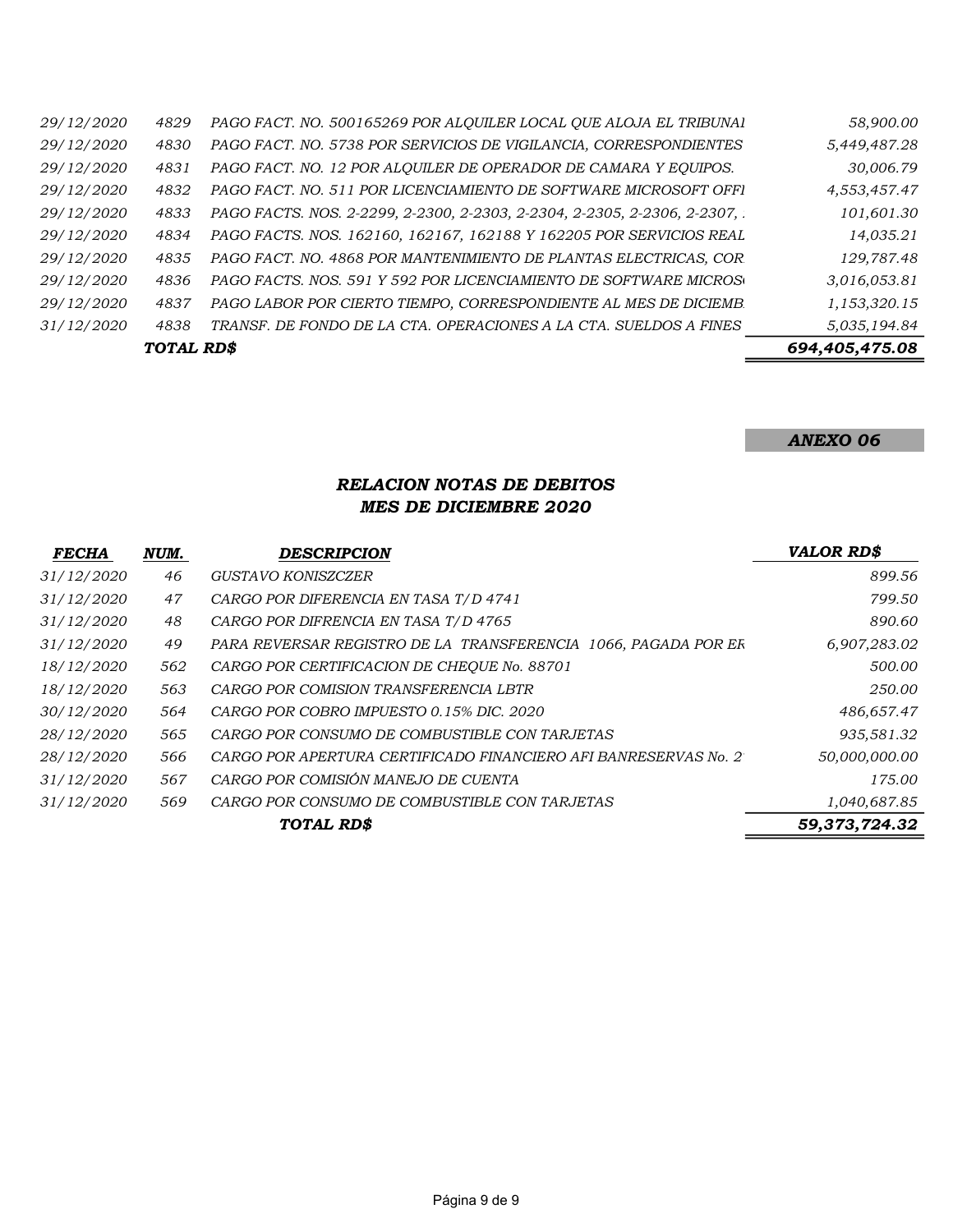| | | | |
|---|---|---|---|
| 29/12/2020 | 4829 | PAGO FACT. NO. 500165269 POR ALQUILER LOCAL QUE ALOJA EL TRIBUNAI | 58,900.00 |
| 29/12/2020 | 4830 | PAGO FACT. NO. 5738 POR SERVICIOS DE VIGILANCIA, CORRESPONDIENTES | 5,449,487.28 |
| 29/12/2020 | 4831 | PAGO FACT. NO. 12 POR ALQUILER DE OPERADOR DE CAMARA Y EQUIPOS. | 30,006.79 |
| 29/12/2020 | 4832 | PAGO FACT. NO. 511 POR LICENCIAMIENTO DE SOFTWARE MICROSOFT OFFI | 4,553,457.47 |
| 29/12/2020 | 4833 | PAGO FACTS. NOS. 2-2299, 2-2300, 2-2303, 2-2304, 2-2305, 2-2306, 2-2307, . | 101,601.30 |
| 29/12/2020 | 4834 | PAGO FACTS. NOS. 162160, 162167, 162188 Y 162205 POR SERVICIOS REAL | 14,035.21 |
| 29/12/2020 | 4835 | PAGO FACT. NO. 4868 POR MANTENIMIENTO DE PLANTAS ELECTRICAS, COR. | 129,787.48 |
| 29/12/2020 | 4836 | PAGO FACTS. NOS. 591 Y 592 POR LICENCIAMIENTO DE SOFTWARE MICROS( | 3,016,053.81 |
| 29/12/2020 | 4837 | PAGO LABOR POR CIERTO TIEMPO, CORRESPONDIENTE AL MES DE DICIEMB. | 1,153,320.15 |
| 31/12/2020 | 4838 | TRANSF. DE FONDO DE LA CTA. OPERACIONES A LA CTA. SUELDOS A FINES | 5,035,194.84 |
| | **TOTAL RD$** | | **694,405,475.08** |

***ANEXO 06***

## *RELACION NOTAS DE DEBITOS*
## *MES DE DICIEMBRE 2020*

| FECHA | NUM. | DESCRIPCION | VALOR RD$ |
|---|---|---|---|
| 31/12/2020 | 46 | GUSTAVO KONISZCZER | 899.56 |
| 31/12/2020 | 47 | CARGO POR DIFERENCIA EN TASA T/D 4741 | 799.50 |
| 31/12/2020 | 48 | CARGO POR DIFRENCIA EN TASA T/D 4765 | 890.60 |
| 31/12/2020 | 49 | PARA REVERSAR REGISTRO DE LA TRANSFERENCIA 1066, PAGADA POR EF | 6,907,283.02 |
| 18/12/2020 | 562 | CARGO POR CERTIFICACION DE CHEQUE No. 88701 | 500.00 |
| 18/12/2020 | 563 | CARGO POR COMISION TRANSFERENCIA LBTR | 250.00 |
| 30/12/2020 | 564 | CARGO POR COBRO IMPUESTO 0.15% DIC. 2020 | 486,657.47 |
| 28/12/2020 | 565 | CARGO POR CONSUMO DE COMBUSTIBLE CON TARJETAS | 935,581.32 |
| 28/12/2020 | 566 | CARGO POR APERTURA CERTIFICADO FINANCIERO AFI BANRESERVAS No. 2 | 50,000,000.00 |
| 31/12/2020 | 567 | CARGO POR COMISIÓN MANEJO DE CUENTA | 175.00 |
| 31/12/2020 | 569 | CARGO POR CONSUMO DE COMBUSTIBLE CON TARJETAS | 1,040,687.85 |
| | | **TOTAL RD$** | **59,373,724.32** |